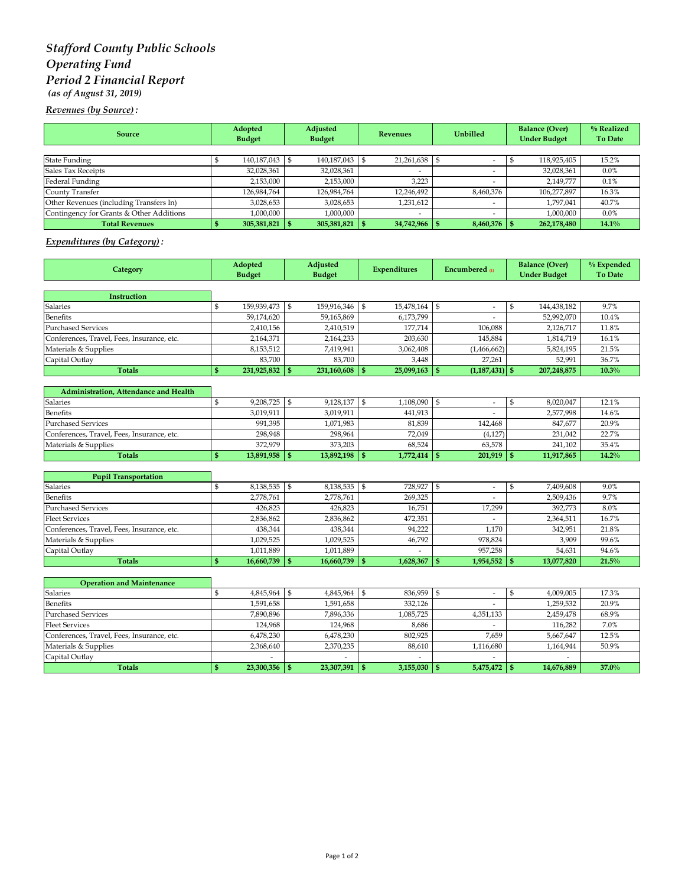# *Stafford County Public Schools*
# *Operating Fund*
# *Period 2 Financial Report*
***(as of August 31, 2019)***

***Revenues (by Source):***

| Source | Adopted Budget | Adjusted Budget | Revenues | Unbilled | Balance (Over) Under Budget | % Realized To Date |
|---|---|---|---|---|---|---|
| State Funding | $ 140,187,043 | $ 140,187,043 | $ 21,261,638 | $ - | $ 118,925,405 | 15.2% |
| Sales Tax Receipts | 32,028,361 | 32,028,361 | - | - | 32,028,361 | 0.0% |
| Federal Funding | 2,153,000 | 2,153,000 | 3,223 | - | 2,149,777 | 0.1% |
| County Transfer | 126,984,764 | 126,984,764 | 12,246,492 | 8,460,376 | 106,277,897 | 16.3% |
| Other Revenues (including Transfers In) | 3,028,653 | 3,028,653 | 1,231,612 | - | 1,797,041 | 40.7% |
| Contingency for Grants & Other Additions | 1,000,000 | 1,000,000 | - | - | 1,000,000 | 0.0% |
| **Total Revenues** | **$ 305,381,821** | **$ 305,381,821** | **$ 34,742,966** | **$ 8,460,376** | **$ 262,178,480** | **14.1%** |

***Expenditures (by Category):***

| Category | Adopted Budget | Adjusted Budget | Expenditures | Encumbered (1) | Balance (Over) Under Budget | % Expended To Date |
|---|---|---|---|---|---|---|
| **Instruction** | | | | | | |
| Salaries | $ 159,939,473 | $ 159,916,346 | $ 15,478,164 | $ - | $ 144,438,182 | 9.7% |
| Benefits | 59,174,620 | 59,165,869 | 6,173,799 | - | 52,992,070 | 10.4% |
| Purchased Services | 2,410,156 | 2,410,519 | 177,714 | 106,088 | 2,126,717 | 11.8% |
| Conferences, Travel, Fees, Insurance, etc. | 2,164,371 | 2,164,233 | 203,630 | 145,884 | 1,814,719 | 16.1% |
| Materials & Supplies | 8,153,512 | 7,419,941 | 3,062,408 | (1,466,662) | 5,824,195 | 21.5% |
| Capital Outlay | 83,700 | 83,700 | 3,448 | 27,261 | 52,991 | 36.7% |
| **Totals** | **$ 231,925,832** | **$ 231,160,608** | **$ 25,099,163** | **$ (1,187,431)** | **$ 207,248,875** | **10.3%** |
| **Administration, Attendance and Health** | | | | | | |
| Salaries | $ 9,208,725 | $ 9,128,137 | $ 1,108,090 | $ - | $ 8,020,047 | 12.1% |
| Benefits | 3,019,911 | 3,019,911 | 441,913 | - | 2,577,998 | 14.6% |
| Purchased Services | 991,395 | 1,071,983 | 81,839 | 142,468 | 847,677 | 20.9% |
| Conferences, Travel, Fees, Insurance, etc. | 298,948 | 298,964 | 72,049 | (4,127) | 231,042 | 22.7% |
| Materials & Supplies | 372,979 | 373,203 | 68,524 | 63,578 | 241,102 | 35.4% |
| **Totals** | **$ 13,891,958** | **$ 13,892,198** | **$ 1,772,414** | **$ 201,919** | **$ 11,917,865** | **14.2%** |
| **Pupil Transportation** | | | | | | |
| Salaries | $ 8,138,535 | $ 8,138,535 | $ 728,927 | $ - | $ 7,409,608 | 9.0% |
| Benefits | 2,778,761 | 2,778,761 | 269,325 | - | 2,509,436 | 9.7% |
| Purchased Services | 426,823 | 426,823 | 16,751 | 17,299 | 392,773 | 8.0% |
| Fleet Services | 2,836,862 | 2,836,862 | 472,351 | - | 2,364,511 | 16.7% |
| Conferences, Travel, Fees, Insurance, etc. | 438,344 | 438,344 | 94,222 | 1,170 | 342,951 | 21.8% |
| Materials & Supplies | 1,029,525 | 1,029,525 | 46,792 | 978,824 | 3,909 | 99.6% |
| Capital Outlay | 1,011,889 | 1,011,889 | - | 957,258 | 54,631 | 94.6% |
| **Totals** | **$ 16,660,739** | **$ 16,660,739** | **$ 1,628,367** | **$ 1,954,552** | **$ 13,077,820** | **21.5%** |
| **Operation and Maintenance** | | | | | | |
| Salaries | $ 4,845,964 | $ 4,845,964 | $ 836,959 | $ - | $ 4,009,005 | 17.3% |
| Benefits | 1,591,658 | 1,591,658 | 332,126 | - | 1,259,532 | 20.9% |
| Purchased Services | 7,890,896 | 7,896,336 | 1,085,725 | 4,351,133 | 2,459,478 | 68.9% |
| Fleet Services | 124,968 | 124,968 | 8,686 | - | 116,282 | 7.0% |
| Conferences, Travel, Fees, Insurance, etc. | 6,478,230 | 6,478,230 | 802,925 | 7,659 | 5,667,647 | 12.5% |
| Materials & Supplies | 2,368,640 | 2,370,235 | 88,610 | 1,116,680 | 1,164,944 | 50.9% |
| Capital Outlay | - | - | - | - | - | |
| **Totals** | **$ 23,300,356** | **$ 23,307,391** | **$ 3,155,030** | **$ 5,475,472** | **$ 14,676,889** | **37.0%** |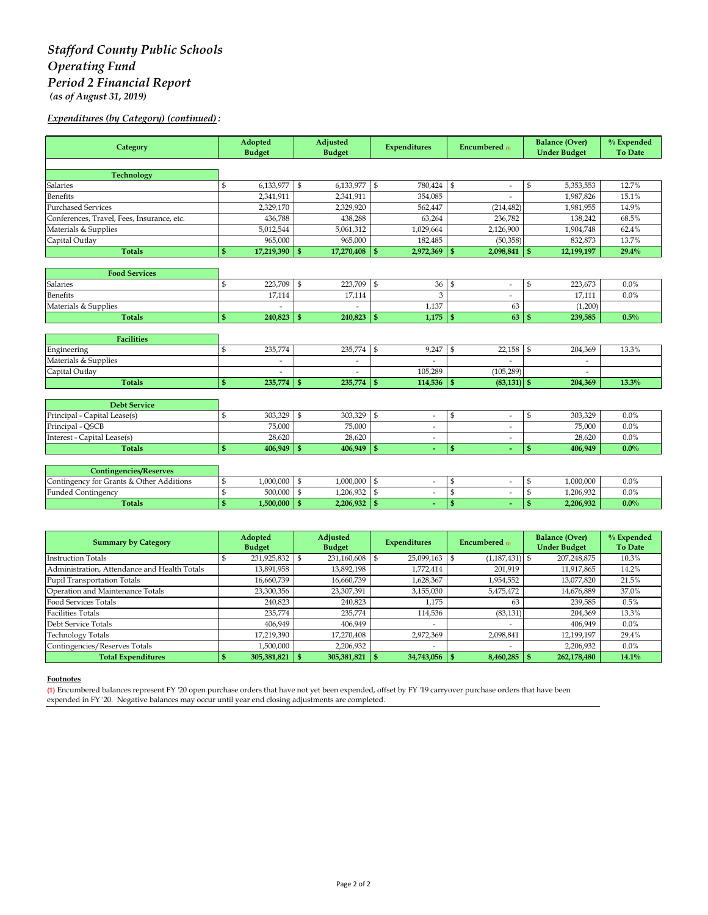# *Stafford County Public Schools*
# *Operating Fund*
# *Period 2 Financial Report*
***(as of August 31, 2019)***

***Expenditures (by Category) (continued) :***

| Category | Adopted Budget | Adjusted Budget | Expenditures | Encumbered (1) | Balance (Over) Under Budget | % Expended To Date |
|---|---|---|---|---|---|---|
| **Technology** | | | | | | |
| Salaries | $ 6,133,977 | $ 6,133,977 | $ 780,424 | $ - | $ 5,353,553 | 12.7% |
| Benefits | 2,341,911 | 2,341,911 | 354,085 | - | 1,987,826 | 15.1% |
| Purchased Services | 2,329,170 | 2,329,920 | 562,447 | (214,482) | 1,981,955 | 14.9% |
| Conferences, Travel, Fees, Insurance, etc. | 436,788 | 438,288 | 63,264 | 236,782 | 138,242 | 68.5% |
| Materials & Supplies | 5,012,544 | 5,061,312 | 1,029,664 | 2,126,900 | 1,904,748 | 62.4% |
| Capital Outlay | 965,000 | 965,000 | 182,485 | (50,358) | 832,873 | 13.7% |
| **Totals** | **$ 17,219,390** | **$ 17,270,408** | **$ 2,972,369** | **$ 2,098,841** | **$ 12,199,197** | **29.4%** |
| **Food Services** | | | | | | |
| Salaries | $ 223,709 | $ 223,709 | $ 36 | $ - | $ 223,673 | 0.0% |
| Benefits | 17,114 | 17,114 | 3 | - | 17,111 | 0.0% |
| Materials & Supplies | - | - | 1,137 | 63 | (1,200) | |
| **Totals** | **$ 240,823** | **$ 240,823** | **$ 1,175** | **$ 63** | **$ 239,585** | **0.5%** |
| **Facilities** | | | | | | |
| Engineering | $ 235,774 | 235,774 | $ 9,247 | $ 22,158 | $ 204,369 | 13.3% |
| Materials & Supplies | - | - | - | - | - | |
| Capital Outlay | - | - | 105,289 | (105,289) | - | |
| **Totals** | **$ 235,774** | **$ 235,774** | **$ 114,536** | **$ (83,131)** | **$ 204,369** | **13.3%** |
| **Debt Service** | | | | | | |
| Principal - Capital Lease(s) | $ 303,329 | $ 303,329 | $ - | $ - | $ 303,329 | 0.0% |
| Principal - QSCB | 75,000 | 75,000 | - | - | 75,000 | 0.0% |
| Interest - Capital Lease(s) | 28,620 | 28,620 | - | - | 28,620 | 0.0% |
| **Totals** | **$ 406,949** | **$ 406,949** | **$ -** | **$ -** | **$ 406,949** | **0.0%** |
| **Contingencies/Reserves** | | | | | | |
| Contingency for Grants & Other Additions | $ 1,000,000 | $ 1,000,000 | $ - | $ - | $ 1,000,000 | 0.0% |
| Funded Contingency | $ 500,000 | $ 1,206,932 | $ - | $ - | $ 1,206,932 | 0.0% |
| **Totals** | **$ 1,500,000** | **$ 2,206,932** | **$ -** | **$ -** | **$ 2,206,932** | **0.0%** |

| Summary by Category | Adopted Budget | Adjusted Budget | Expenditures | Encumbered (1) | Balance (Over) Under Budget | % Expended To Date |
|---|---|---|---|---|---|---|
| Instruction Totals | $ 231,925,832 | $ 231,160,608 | $ 25,099,163 | $ (1,187,431) | $ 207,248,875 | 10.3% |
| Administration, Attendance and Health Totals | 13,891,958 | 13,892,198 | 1,772,414 | 201,919 | 11,917,865 | 14.2% |
| Pupil Transportation Totals | 16,660,739 | 16,660,739 | 1,628,367 | 1,954,552 | 13,077,820 | 21.5% |
| Operation and Maintenance Totals | 23,300,356 | 23,307,391 | 3,155,030 | 5,475,472 | 14,676,889 | 37.0% |
| Food Services Totals | 240,823 | 240,823 | 1,175 | 63 | 239,585 | 0.5% |
| Facilities Totals | 235,774 | 235,774 | 114,536 | (83,131) | 204,369 | 13.3% |
| Debt Service Totals | 406,949 | 406,949 | - | - | 406,949 | 0.0% |
| Technology Totals | 17,219,390 | 17,270,408 | 2,972,369 | 2,098,841 | 12,199,197 | 29.4% |
| Contingencies/Reserves Totals | 1,500,000 | 2,206,932 | - | - | 2,206,932 | 0.0% |
| **Total Expenditures** | **$ 305,381,821** | **$ 305,381,821** | **$ 34,743,056** | **$ 8,460,285** | **$ 262,178,480** | **14.1%** |

**Footnotes**

**(1)** Encumbered balances represent FY '20 open purchase orders that have not yet been expended, offset by FY '19 carryover purchase orders that have been expended in FY '20. Negative balances may occur until year end closing adjustments are completed.